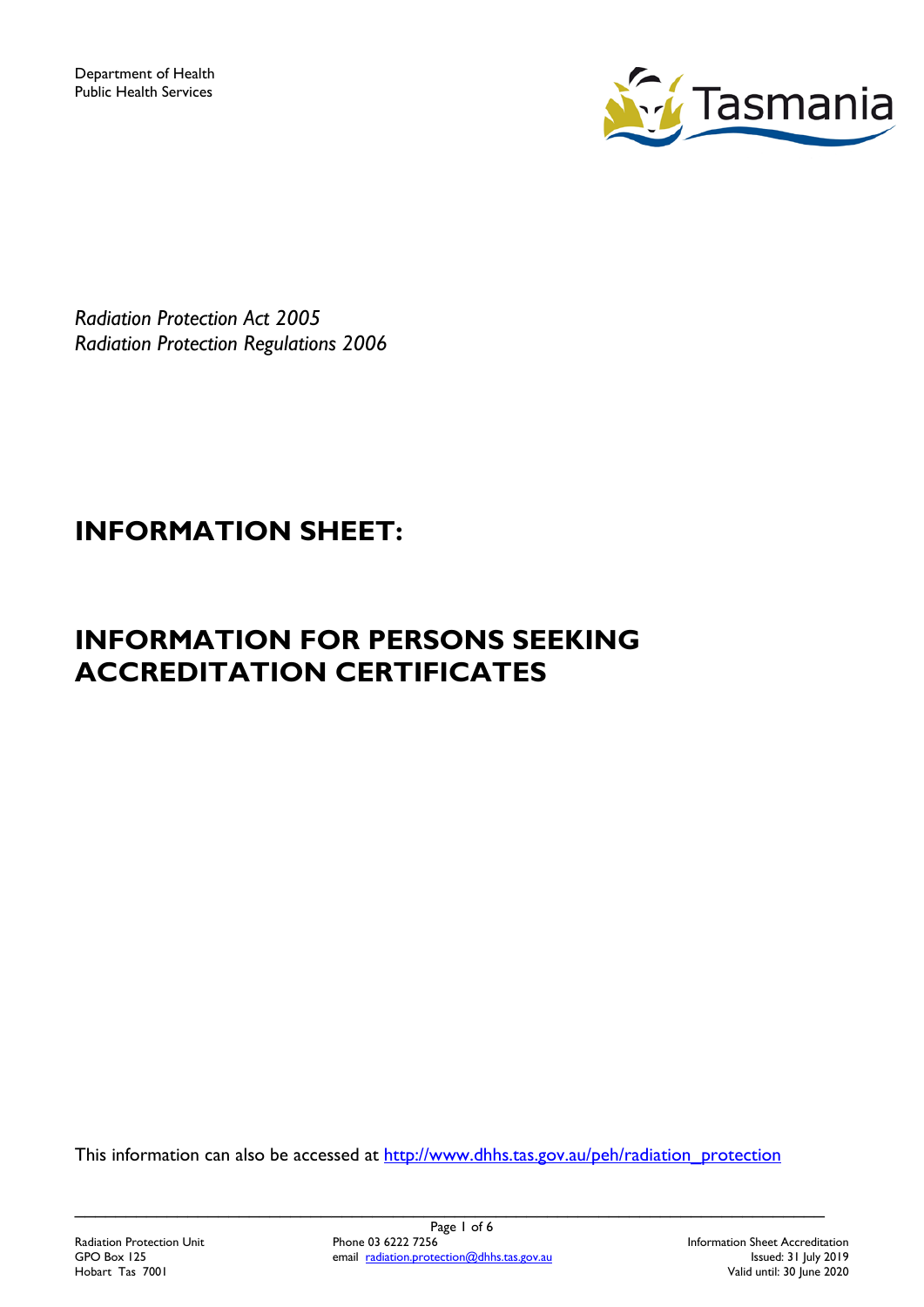Department of Health
Public Health Services

*Radiation Protection Act 2005*
*Radiation Protection Regulations 2006*

# INFORMATION SHEET:

# INFORMATION FOR PERSONS SEEKING ACCREDITATION CERTIFICATES

This information can also be accessed at http://www.dhhs.tas.gov.au/peh/radiation_protection

Radiation Protection Unit
GPO Box 125
Hobart Tas 7001

Phone 03 6222 7256
email radiation.protection@dhhs.tas.gov.au

Information Sheet Accreditation
Issued: 31 July 2019
Valid until: 30 June 2020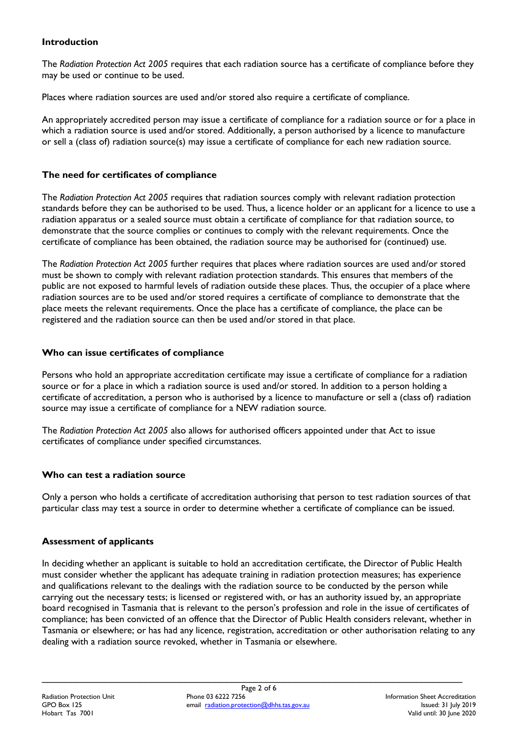## Introduction

The *Radiation Protection Act 2005* requires that each radiation source has a certificate of compliance before they may be used or continue to be used.

Places where radiation sources are used and/or stored also require a certificate of compliance.

An appropriately accredited person may issue a certificate of compliance for a radiation source or for a place in which a radiation source is used and/or stored. Additionally, a person authorised by a licence to manufacture or sell a (class of) radiation source(s) may issue a certificate of compliance for each new radiation source.

## The need for certificates of compliance

The *Radiation Protection Act 2005* requires that radiation sources comply with relevant radiation protection standards before they can be authorised to be used. Thus, a licence holder or an applicant for a licence to use a radiation apparatus or a sealed source must obtain a certificate of compliance for that radiation source, to demonstrate that the source complies or continues to comply with the relevant requirements. Once the certificate of compliance has been obtained, the radiation source may be authorised for (continued) use.

The *Radiation Protection Act 2005* further requires that places where radiation sources are used and/or stored must be shown to comply with relevant radiation protection standards. This ensures that members of the public are not exposed to harmful levels of radiation outside these places. Thus, the occupier of a place where radiation sources are to be used and/or stored requires a certificate of compliance to demonstrate that the place meets the relevant requirements. Once the place has a certificate of compliance, the place can be registered and the radiation source can then be used and/or stored in that place.

## Who can issue certificates of compliance

Persons who hold an appropriate accreditation certificate may issue a certificate of compliance for a radiation source or for a place in which a radiation source is used and/or stored. In addition to a person holding a certificate of accreditation, a person who is authorised by a licence to manufacture or sell a (class of) radiation source may issue a certificate of compliance for a NEW radiation source.

The *Radiation Protection Act 2005* also allows for authorised officers appointed under that Act to issue certificates of compliance under specified circumstances.

## Who can test a radiation source

Only a person who holds a certificate of accreditation authorising that person to test radiation sources of that particular class may test a source in order to determine whether a certificate of compliance can be issued.

## Assessment of applicants

In deciding whether an applicant is suitable to hold an accreditation certificate, the Director of Public Health must consider whether the applicant has adequate training in radiation protection measures; has experience and qualifications relevant to the dealings with the radiation source to be conducted by the person while carrying out the necessary tests; is licensed or registered with, or has an authority issued by, an appropriate board recognised in Tasmania that is relevant to the person's profession and role in the issue of certificates of compliance; has been convicted of an offence that the Director of Public Health considers relevant, whether in Tasmania or elsewhere; or has had any licence, registration, accreditation or other authorisation relating to any dealing with a radiation source revoked, whether in Tasmania or elsewhere.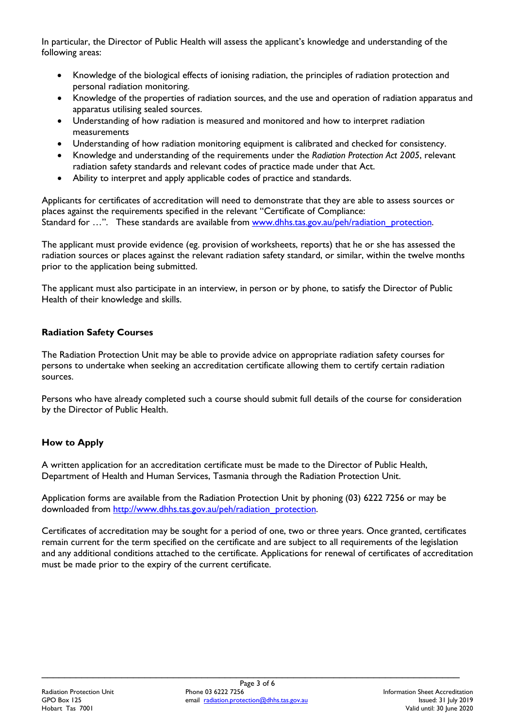In particular, the Director of Public Health will assess the applicant's knowledge and understanding of the following areas:

- Knowledge of the biological effects of ionising radiation, the principles of radiation protection and personal radiation monitoring.
- Knowledge of the properties of radiation sources, and the use and operation of radiation apparatus and apparatus utilising sealed sources.
- Understanding of how radiation is measured and monitored and how to interpret radiation measurements
- Understanding of how radiation monitoring equipment is calibrated and checked for consistency.
- Knowledge and understanding of the requirements under the *Radiation Protection Act 2005*, relevant radiation safety standards and relevant codes of practice made under that Act.
- Ability to interpret and apply applicable codes of practice and standards.

Applicants for certificates of accreditation will need to demonstrate that they are able to assess sources or places against the requirements specified in the relevant "Certificate of Compliance: Standard for …". These standards are available from [www.dhhs.tas.gov.au/peh/radiation_protection](www.dhhs.tas.gov.au/peh/radiation_protection).

The applicant must provide evidence (eg. provision of worksheets, reports) that he or she has assessed the radiation sources or places against the relevant radiation safety standard, or similar, within the twelve months prior to the application being submitted.

The applicant must also participate in an interview, in person or by phone, to satisfy the Director of Public Health of their knowledge and skills.

**Radiation Safety Courses**

The Radiation Protection Unit may be able to provide advice on appropriate radiation safety courses for persons to undertake when seeking an accreditation certificate allowing them to certify certain radiation sources.

Persons who have already completed such a course should submit full details of the course for consideration by the Director of Public Health.

**How to Apply**

A written application for an accreditation certificate must be made to the Director of Public Health, Department of Health and Human Services, Tasmania through the Radiation Protection Unit.

Application forms are available from the Radiation Protection Unit by phoning (03) 6222 7256 or may be downloaded from [http://www.dhhs.tas.gov.au/peh/radiation_protection](http://www.dhhs.tas.gov.au/peh/radiation_protection).

Certificates of accreditation may be sought for a period of one, two or three years. Once granted, certificates remain current for the term specified on the certificate and are subject to all requirements of the legislation and any additional conditions attached to the certificate. Applications for renewal of certificates of accreditation must be made prior to the expiry of the current certificate.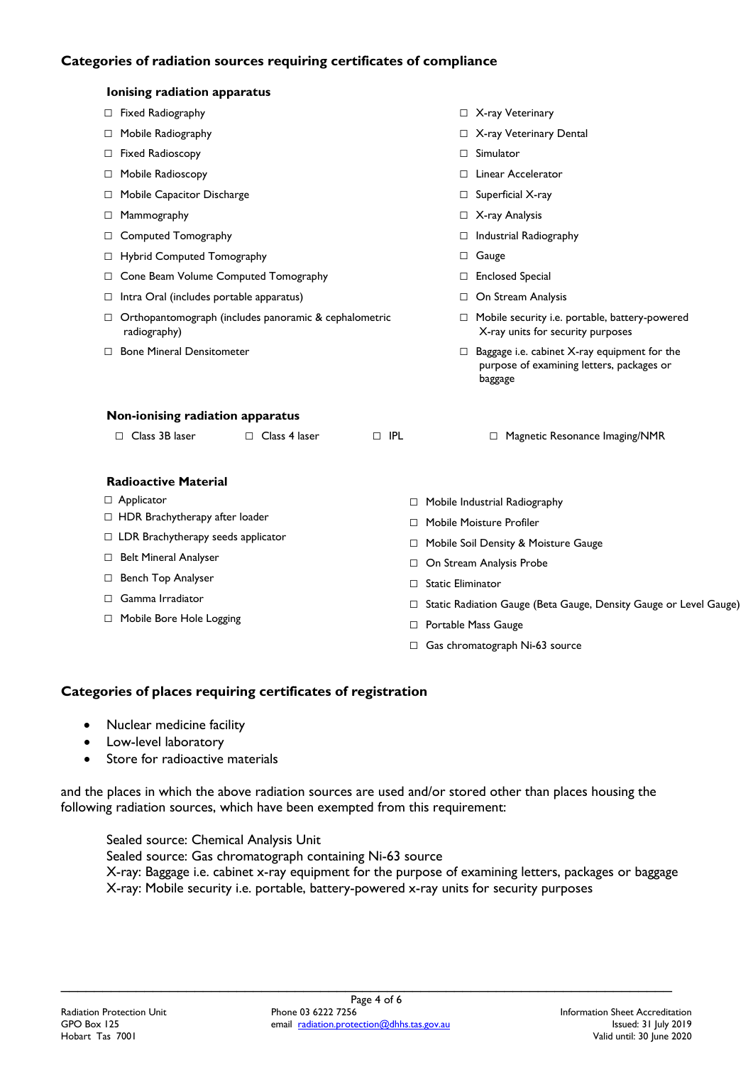## Categories of radiation sources requiring certificates of compliance

### Ionising radiation apparatus

- ☐ Fixed Radiography
- ☐ Mobile Radiography
- ☐ Fixed Radioscopy
- ☐ Mobile Radioscopy
- ☐ Mobile Capacitor Discharge
- ☐ Mammography
- ☐ Computed Tomography
- ☐ Hybrid Computed Tomography
- ☐ Cone Beam Volume Computed Tomography
- ☐ Intra Oral (includes portable apparatus)
- ☐ Orthopantomograph (includes panoramic & cephalometric radiography)
- ☐ Bone Mineral Densitometer
- ☐ X-ray Veterinary
- ☐ X-ray Veterinary Dental
- ☐ Simulator
- ☐ Linear Accelerator
- ☐ Superficial X-ray
- ☐ X-ray Analysis
- ☐ Industrial Radiography
- ☐ Gauge
- ☐ Enclosed Special
- ☐ On Stream Analysis
- ☐ Mobile security i.e. portable, battery-powered X-ray units for security purposes
- ☐ Baggage i.e. cabinet X-ray equipment for the purpose of examining letters, packages or baggage

### Non-ionising radiation apparatus

- ☐ Class 3B laser
- ☐ Class 4 laser
- ☐ IPL
- ☐ Magnetic Resonance Imaging/NMR

### Radioactive Material

- ☐ Applicator
- ☐ HDR Brachytherapy after loader
- ☐ LDR Brachytherapy seeds applicator
- ☐ Belt Mineral Analyser
- ☐ Bench Top Analyser
- ☐ Gamma Irradiator
- ☐ Mobile Bore Hole Logging
- ☐ Mobile Industrial Radiography
- ☐ Mobile Moisture Profiler
- ☐ Mobile Soil Density & Moisture Gauge
- ☐ On Stream Analysis Probe
- ☐ Static Eliminator
- ☐ Static Radiation Gauge (Beta Gauge, Density Gauge or Level Gauge)
- ☐ Portable Mass Gauge
- ☐ Gas chromatograph Ni-63 source

## Categories of places requiring certificates of registration

- Nuclear medicine facility
- Low-level laboratory
- Store for radioactive materials

and the places in which the above radiation sources are used and/or stored other than places housing the following radiation sources, which have been exempted from this requirement:

Sealed source: Chemical Analysis Unit
Sealed source: Gas chromatograph containing Ni-63 source
X-ray: Baggage i.e. cabinet x-ray equipment for the purpose of examining letters, packages or baggage
X-ray: Mobile security i.e. portable, battery-powered x-ray units for security purposes

Radiation Protection Unit
GPO Box 125
Hobart Tas 7001

Phone 03 6222 7256
email radiation.protection@dhhs.tas.gov.au

Information Sheet Accreditation
Issued: 31 July 2019
Valid until: 30 June 2020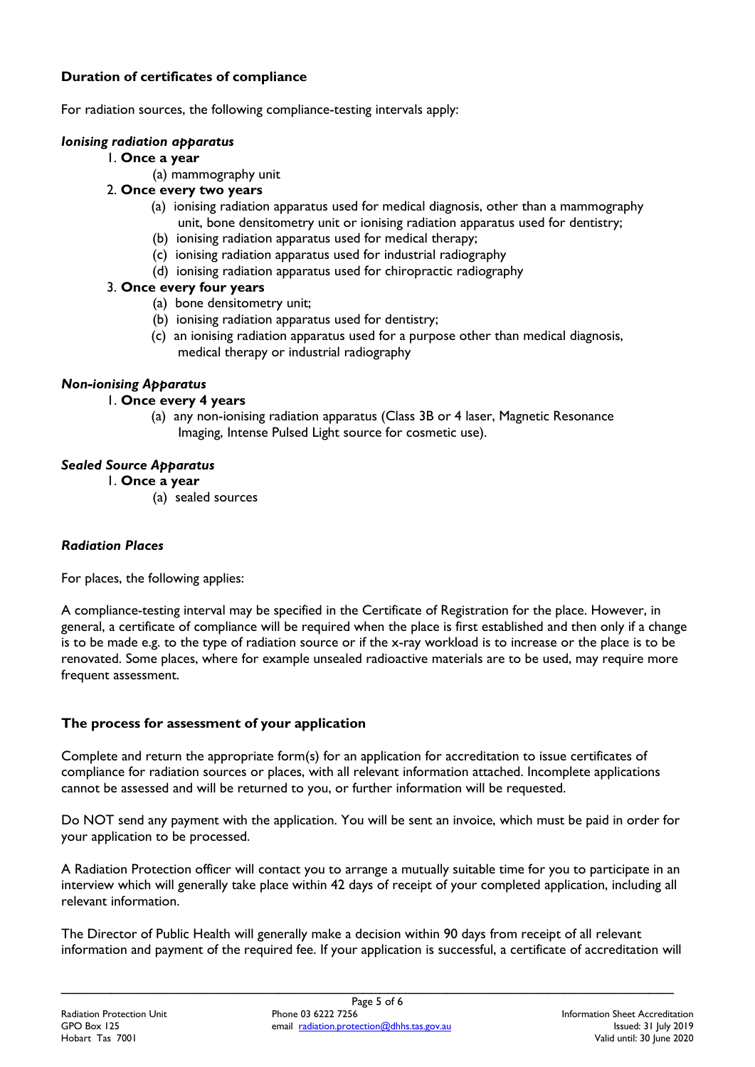**Duration of certificates of compliance**

For radiation sources, the following compliance-testing intervals apply:

***Ionising radiation apparatus***

1. **Once a year**
   (a) mammography unit
2. **Once every two years**
   (a) ionising radiation apparatus used for medical diagnosis, other than a mammography unit, bone densitometry unit or ionising radiation apparatus used for dentistry;
   (b) ionising radiation apparatus used for medical therapy;
   (c) ionising radiation apparatus used for industrial radiography
   (d) ionising radiation apparatus used for chiropractic radiography
3. **Once every four years**
   (a) bone densitometry unit;
   (b) ionising radiation apparatus used for dentistry;
   (c) an ionising radiation apparatus used for a purpose other than medical diagnosis, medical therapy or industrial radiography

***Non-ionising Apparatus***

1. **Once every 4 years**
   (a) any non-ionising radiation apparatus (Class 3B or 4 laser, Magnetic Resonance Imaging, Intense Pulsed Light source for cosmetic use).

***Sealed Source Apparatus***

1. **Once a year**
   (a) sealed sources

***Radiation Places***

For places, the following applies:

A compliance-testing interval may be specified in the Certificate of Registration for the place. However, in general, a certificate of compliance will be required when the place is first established and then only if a change is to be made e.g. to the type of radiation source or if the x-ray workload is to increase or the place is to be renovated. Some places, where for example unsealed radioactive materials are to be used, may require more frequent assessment.

**The process for assessment of your application**

Complete and return the appropriate form(s) for an application for accreditation to issue certificates of compliance for radiation sources or places, with all relevant information attached. Incomplete applications cannot be assessed and will be returned to you, or further information will be requested.

Do NOT send any payment with the application. You will be sent an invoice, which must be paid in order for your application to be processed.

A Radiation Protection officer will contact you to arrange a mutually suitable time for you to participate in an interview which will generally take place within 42 days of receipt of your completed application, including all relevant information.

The Director of Public Health will generally make a decision within 90 days from receipt of all relevant information and payment of the required fee. If your application is successful, a certificate of accreditation will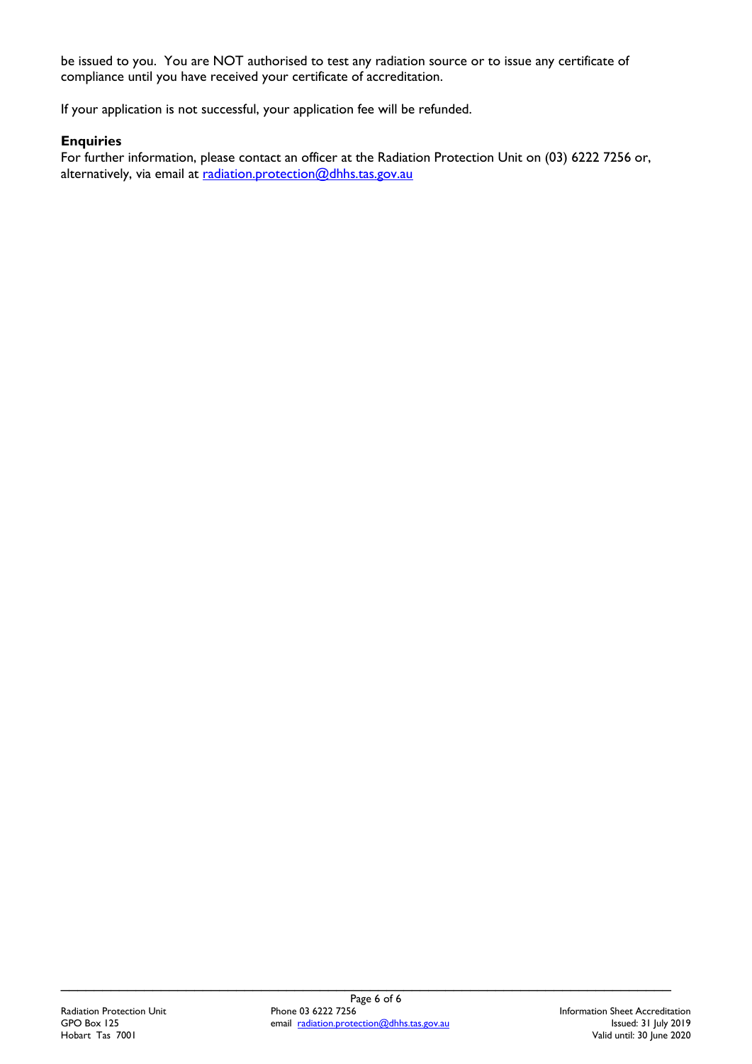be issued to you. You are NOT authorised to test any radiation source or to issue any certificate of compliance until you have received your certificate of accreditation.

If your application is not successful, your application fee will be refunded.

**Enquiries**

For further information, please contact an officer at the Radiation Protection Unit on (03) 6222 7256 or, alternatively, via email at radiation.protection@dhhs.tas.gov.au